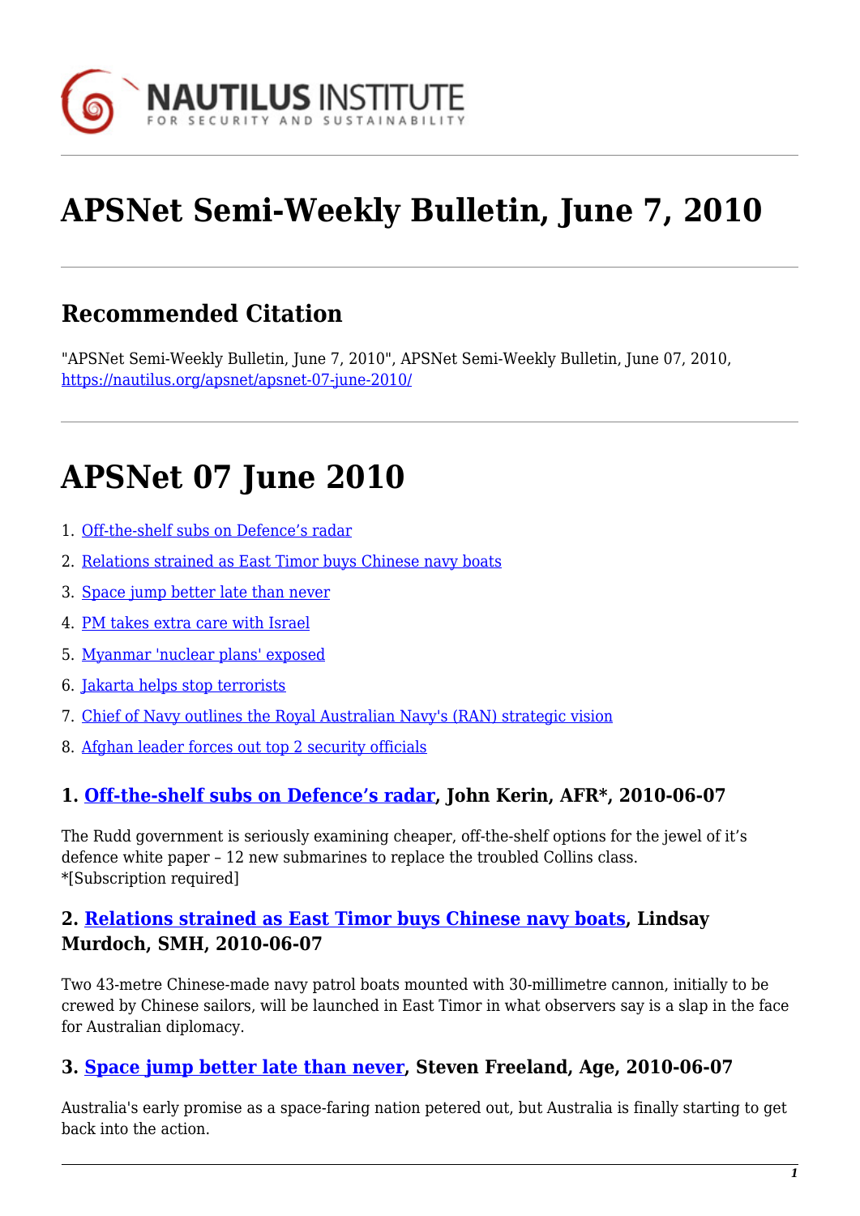# APSNet Semi-Weekly Bulletin, June 7, 2010

## Recommended Citation

"APSNet Semi-Weekly Bulletin, June 7, 2010", APSNet Semi-Weekly Bulletin, June 07, 2010, https://nautilus.org/apsnet/apsnet-07-june-2010/

# APSNet 07 June 2010

1. Off-the-shelf subs on Defence's radar
2. Relations strained as East Timor buys Chinese navy boats
3. Space jump better late than never
4. PM takes extra care with Israel
5. Myanmar 'nuclear plans' exposed
6. Jakarta helps stop terrorists
7. Chief of Navy outlines the Royal Australian Navy's (RAN) strategic vision
8. Afghan leader forces out top 2 security officials

### 1. Off-the-shelf subs on Defence's radar, John Kerin, AFR*, 2010-06-07

The Rudd government is seriously examining cheaper, off-the-shelf options for the jewel of it's defence white paper – 12 new submarines to replace the troubled Collins class.
*[Subscription required]

### 2. Relations strained as East Timor buys Chinese navy boats, Lindsay Murdoch, SMH, 2010-06-07

Two 43-metre Chinese-made navy patrol boats mounted with 30-millimetre cannon, initially to be crewed by Chinese sailors, will be launched in East Timor in what observers say is a slap in the face for Australian diplomacy.

### 3. Space jump better late than never, Steven Freeland, Age, 2010-06-07

Australia's early promise as a space-faring nation petered out, but Australia is finally starting to get back into the action.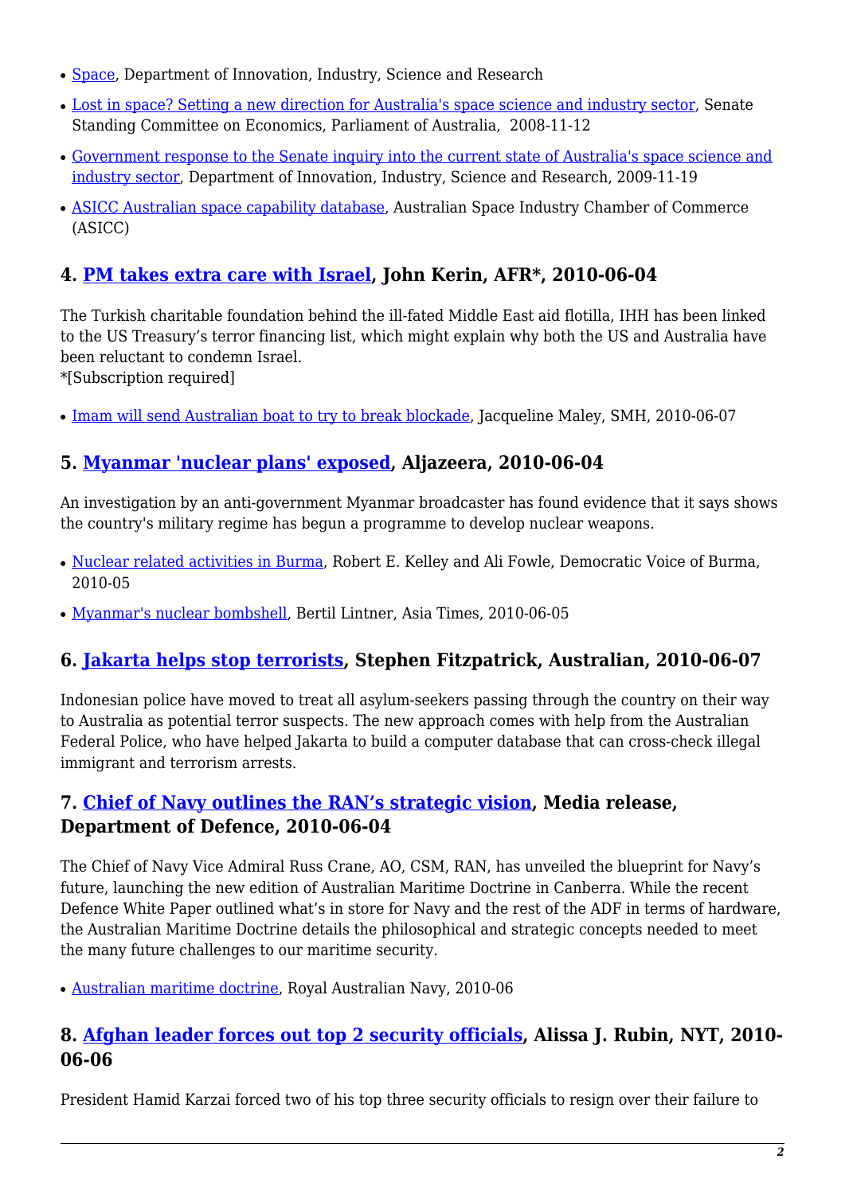- Space, Department of Innovation, Industry, Science and Research
- Lost in space? Setting a new direction for Australia's space science and industry sector, Senate Standing Committee on Economics, Parliament of Australia, 2008-11-12
- Government response to the Senate inquiry into the current state of Australia's space science and industry sector, Department of Innovation, Industry, Science and Research, 2009-11-19
- ASICC Australian space capability database, Australian Space Industry Chamber of Commerce (ASICC)

### 4. PM takes extra care with Israel, John Kerin, AFR*, 2010-06-04

The Turkish charitable foundation behind the ill-fated Middle East aid flotilla, IHH has been linked to the US Treasury's terror financing list, which might explain why both the US and Australia have been reluctant to condemn Israel.
*[Subscription required]

- Imam will send Australian boat to try to break blockade, Jacqueline Maley, SMH, 2010-06-07

### 5. Myanmar 'nuclear plans' exposed, Aljazeera, 2010-06-04

An investigation by an anti-government Myanmar broadcaster has found evidence that it says shows the country's military regime has begun a programme to develop nuclear weapons.

- Nuclear related activities in Burma, Robert E. Kelley and Ali Fowle, Democratic Voice of Burma, 2010-05
- Myanmar's nuclear bombshell, Bertil Lintner, Asia Times, 2010-06-05

### 6. Jakarta helps stop terrorists, Stephen Fitzpatrick, Australian, 2010-06-07

Indonesian police have moved to treat all asylum-seekers passing through the country on their way to Australia as potential terror suspects. The new approach comes with help from the Australian Federal Police, who have helped Jakarta to build a computer database that can cross-check illegal immigrant and terrorism arrests.

### 7. Chief of Navy outlines the RAN's strategic vision, Media release, Department of Defence, 2010-06-04

The Chief of Navy Vice Admiral Russ Crane, AO, CSM, RAN, has unveiled the blueprint for Navy's future, launching the new edition of Australian Maritime Doctrine in Canberra. While the recent Defence White Paper outlined what's in store for Navy and the rest of the ADF in terms of hardware, the Australian Maritime Doctrine details the philosophical and strategic concepts needed to meet the many future challenges to our maritime security.

- Australian maritime doctrine, Royal Australian Navy, 2010-06

### 8. Afghan leader forces out top 2 security officials, Alissa J. Rubin, NYT, 2010-06-06

President Hamid Karzai forced two of his top three security officials to resign over their failure to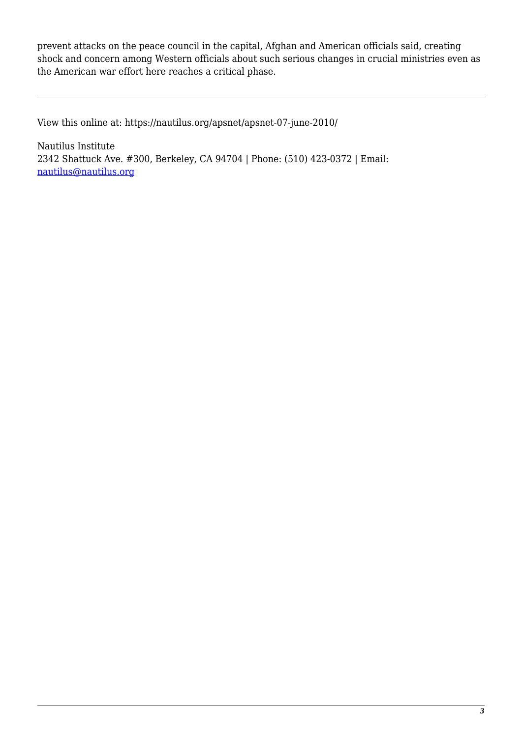prevent attacks on the peace council in the capital, Afghan and American officials said, creating shock and concern among Western officials about such serious changes in crucial ministries even as the American war effort here reaches a critical phase.

---

View this online at: https://nautilus.org/apsnet/apsnet-07-june-2010/

Nautilus Institute
2342 Shattuck Ave. #300, Berkeley, CA 94704 | Phone: (510) 423-0372 | Email: nautilus@nautilus.org